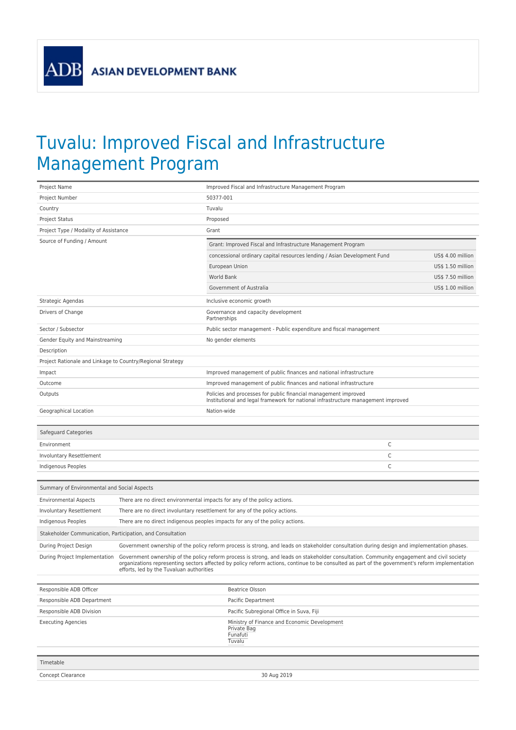ADB ASIAN DEVELOPMENT BANK

# Tuvalu: Improved Fiscal and Infrastructure Management Program

| | |
|---|---|
| Project Name | Improved Fiscal and Infrastructure Management Program |
| Project Number | 50377-001 |
| Country | Tuvalu |
| Project Status | Proposed |
| Project Type / Modality of Assistance | Grant |
| Source of Funding / Amount | Grant: Improved Fiscal and Infrastructure Management Program<br>concessional ordinary capital resources lending / Asian Development Fund — US$ 4.00 million<br>European Union — US$ 1.50 million<br>World Bank — US$ 7.50 million<br>Government of Australia — US$ 1.00 million |
| Strategic Agendas | Inclusive economic growth |
| Drivers of Change | Governance and capacity development<br>Partnerships |
| Sector / Subsector | Public sector management - Public expenditure and fiscal management |
| Gender Equity and Mainstreaming | No gender elements |
| Description | |
| Project Rationale and Linkage to Country/Regional Strategy | |
| Impact | Improved management of public finances and national infrastructure |
| Outcome | Improved management of public finances and national infrastructure |
| Outputs | Policies and processes for public financial management improved<br>Institutional and legal framework for national infrastructure management improved |
| Geographical Location | Nation-wide |

| Safeguard Categories | |
|---|---|
| Environment | C |
| Involuntary Resettlement | C |
| Indigenous Peoples | C |

| Summary of Environmental and Social Aspects | |
|---|---|
| Environmental Aspects | There are no direct environmental impacts for any of the policy actions. |
| Involuntary Resettlement | There are no direct involuntary resettlement for any of the policy actions. |
| Indigenous Peoples | There are no direct indigenous peoples impacts for any of the policy actions. |
| **Stakeholder Communication, Participation, and Consultation** | |
| During Project Design | Government ownership of the policy reform process is strong, and leads on stakeholder consultation during design and implementation phases. |
| During Project Implementation | Government ownership of the policy reform process is strong, and leads on stakeholder consultation. Community engagement and civil society organizations representing sectors affected by policy reform actions, continue to be consulted as part of the government's reform implementation efforts, led by the Tuvaluan authorities |

| | |
|---|---|
| Responsible ADB Officer | Beatrice Olsson |
| Responsible ADB Department | Pacific Department |
| Responsible ADB Division | Pacific Subregional Office in Suva, Fiji |
| Executing Agencies | Ministry of Finance and Economic Development<br>Private Bag<br>Funafuti<br>Tuvalu |

| Timetable | |
|---|---|
| Concept Clearance | 30 Aug 2019 |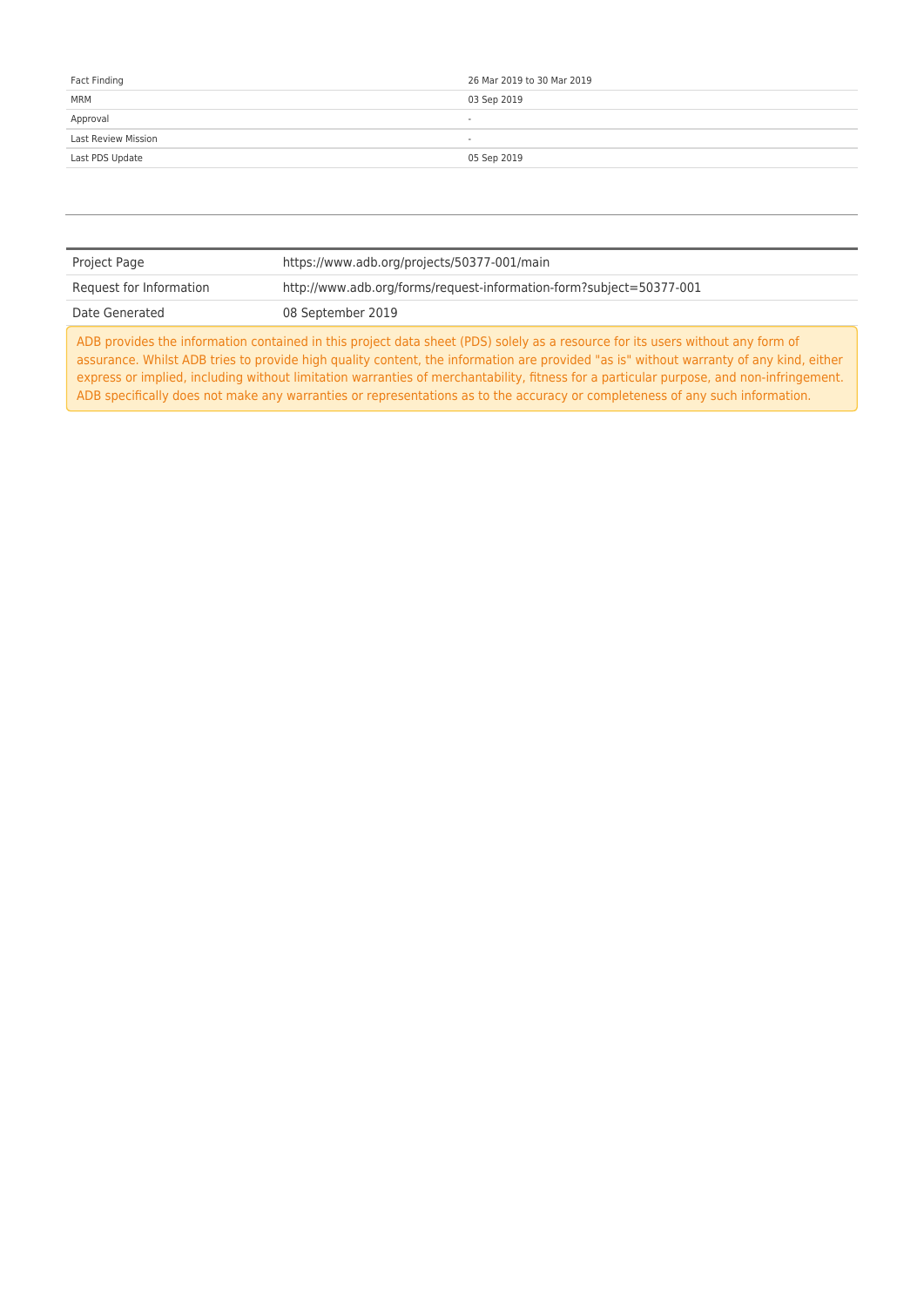| | |
|---|---|
| Fact Finding | 26 Mar 2019 to 30 Mar 2019 |
| MRM | 03 Sep 2019 |
| Approval | - |
| Last Review Mission | - |
| Last PDS Update | 05 Sep 2019 |

| | |
|---|---|
| Project Page | https://www.adb.org/projects/50377-001/main |
| Request for Information | http://www.adb.org/forms/request-information-form?subject=50377-001 |
| Date Generated | 08 September 2019 |

ADB provides the information contained in this project data sheet (PDS) solely as a resource for its users without any form of assurance. Whilst ADB tries to provide high quality content, the information are provided "as is" without warranty of any kind, either express or implied, including without limitation warranties of merchantability, fitness for a particular purpose, and non-infringement. ADB specifically does not make any warranties or representations as to the accuracy or completeness of any such information.